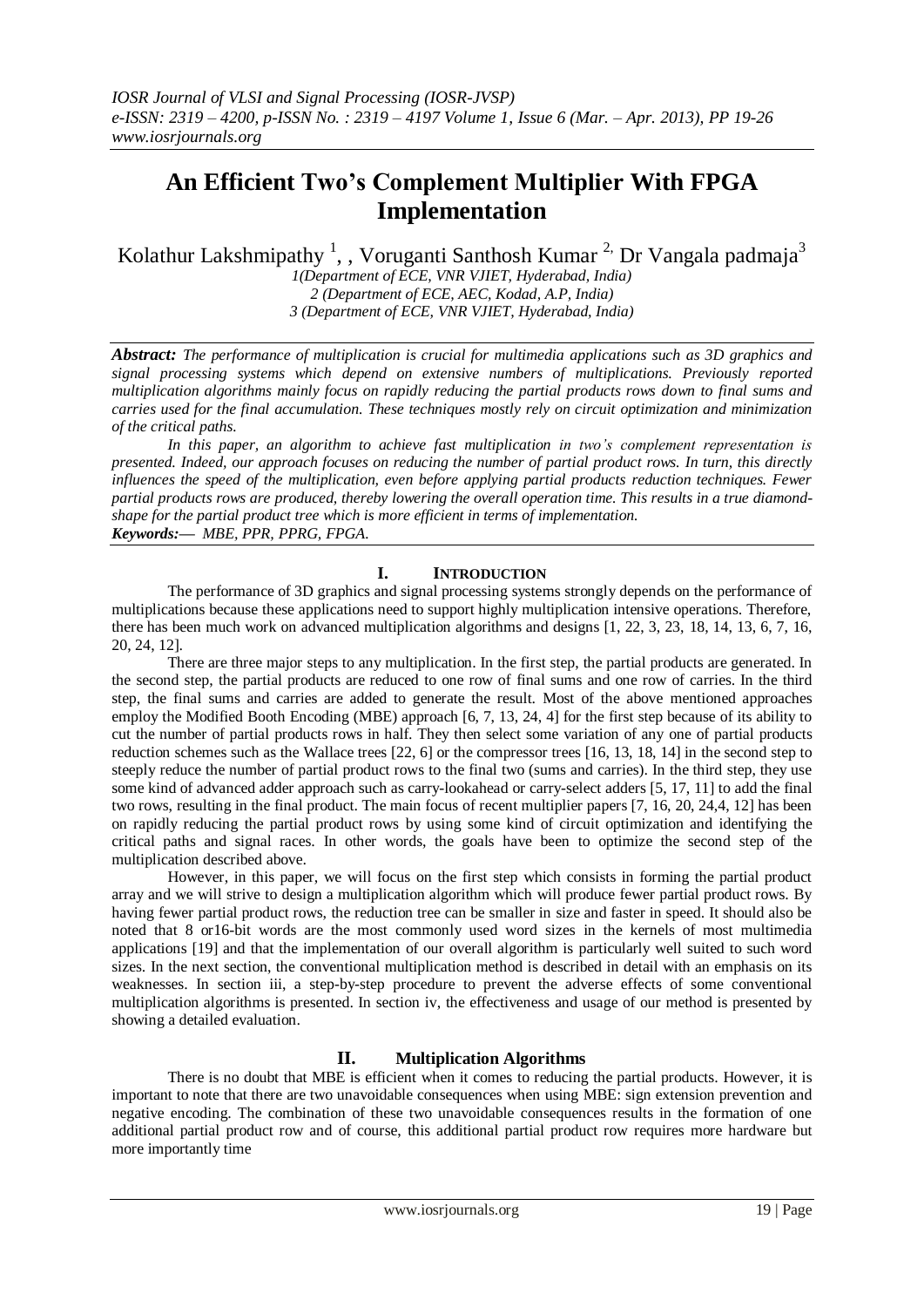# An Efficient Two's Complement Multiplier With FPGA Implementation

Kolathur Lakshmipathy [1], , Voruganti Santhosh Kumar [2,] Dr Vangala padmaja[3]

*1(Department of ECE, VNR VJIET, Hyderabad, India)*
*2 (Department of ECE, AEC, Kodad, A.P, India)*
*3 (Department of ECE, VNR VJIET, Hyderabad, India)*

***Abstract:*** *The performance of multiplication is crucial for multimedia applications such as 3D graphics and signal processing systems which depend on extensive numbers of multiplications. Previously reported multiplication algorithms mainly focus on rapidly reducing the partial products rows down to final sums and carries used for the final accumulation. These techniques mostly rely on circuit optimization and minimization of the critical paths.*

*In this paper, an algorithm to achieve fast multiplication in two's complement representation is presented. Indeed, our approach focuses on reducing the number of partial product rows. In turn, this directly influences the speed of the multiplication, even before applying partial products reduction techniques. Fewer partial products rows are produced, thereby lowering the overall operation time. This results in a true diamond-shape for the partial product tree which is more efficient in terms of implementation.*

***Keywords:—*** *MBE, PPR, PPRG, FPGA.*

## I. Introduction

The performance of 3D graphics and signal processing systems strongly depends on the performance of multiplications because these applications need to support highly multiplication intensive operations. Therefore, there has been much work on advanced multiplication algorithms and designs [1, 22, 3, 23, 18, 14, 13, 6, 7, 16, 20, 24, 12].

There are three major steps to any multiplication. In the first step, the partial products are generated. In the second step, the partial products are reduced to one row of final sums and one row of carries. In the third step, the final sums and carries are added to generate the result. Most of the above mentioned approaches employ the Modified Booth Encoding (MBE) approach [6, 7, 13, 24, 4] for the first step because of its ability to cut the number of partial products rows in half. They then select some variation of any one of partial products reduction schemes such as the Wallace trees [22, 6] or the compressor trees [16, 13, 18, 14] in the second step to steeply reduce the number of partial product rows to the final two (sums and carries). In the third step, they use some kind of advanced adder approach such as carry-lookahead or carry-select adders [5, 17, 11] to add the final two rows, resulting in the final product. The main focus of recent multiplier papers [7, 16, 20, 24,4, 12] has been on rapidly reducing the partial product rows by using some kind of circuit optimization and identifying the critical paths and signal races. In other words, the goals have been to optimize the second step of the multiplication described above.

However, in this paper, we will focus on the first step which consists in forming the partial product array and we will strive to design a multiplication algorithm which will produce fewer partial product rows. By having fewer partial product rows, the reduction tree can be smaller in size and faster in speed. It should also be noted that 8 or16-bit words are the most commonly used word sizes in the kernels of most multimedia applications [19] and that the implementation of our overall algorithm is particularly well suited to such word sizes. In the next section, the conventional multiplication method is described in detail with an emphasis on its weaknesses. In section iii, a step-by-step procedure to prevent the adverse effects of some conventional multiplication algorithms is presented. In section iv, the effectiveness and usage of our method is presented by showing a detailed evaluation.

## II. Multiplication Algorithms

There is no doubt that MBE is efficient when it comes to reducing the partial products. However, it is important to note that there are two unavoidable consequences when using MBE: sign extension prevention and negative encoding. The combination of these two unavoidable consequences results in the formation of one additional partial product row and of course, this additional partial product row requires more hardware but more importantly time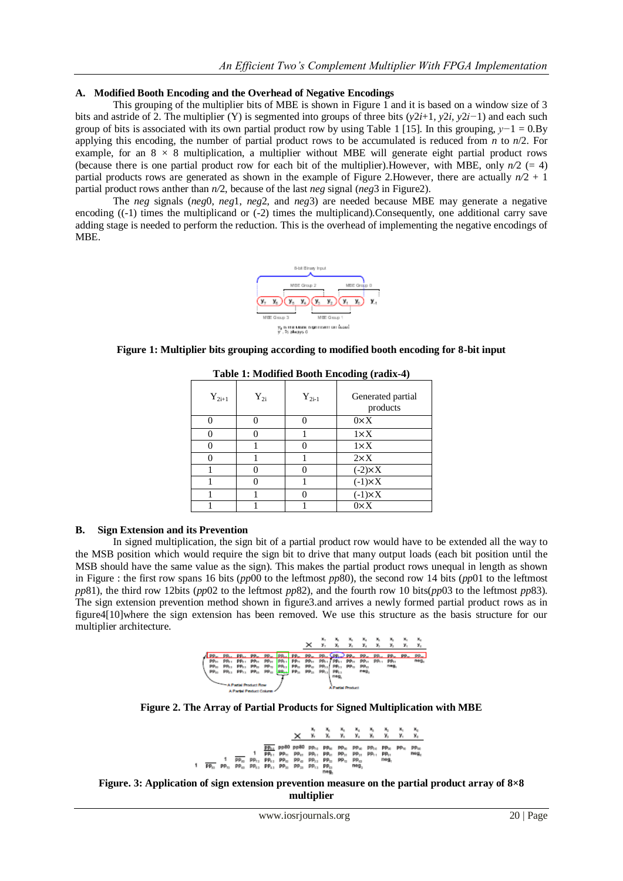### A. Modified Booth Encoding and the Overhead of Negative Encodings

This grouping of the multiplier bits of MBE is shown in Figure 1 and it is based on a window size of 3 bits and astride of 2. The multiplier (Y) is segmented into groups of three bits ($y2i$+1, $y2i$, $y2i$−1) and each such group of bits is associated with its own partial product row by using Table 1 [15]. In this grouping, $y-1 = 0$.By applying this encoding, the number of partial product rows to be accumulated is reduced from $n$ to $n/2$. For example, for an $8 \times 8$ multiplication, a multiplier without MBE will generate eight partial product rows (because there is one partial product row for each bit of the multiplier).However, with MBE, only $n/2$ (= 4) partial products rows are generated as shown in the example of Figure 2.However, there are actually $n/2 + 1$ partial product rows anther than $n/2$, because of the last *neg* signal (*neg*3 in Figure2).

The *neg* signals (*neg*0, *neg*1, *neg*2, and *neg*3) are needed because MBE may generate a negative encoding ((-1) times the multiplicand or (-2) times the multiplicand).Consequently, one additional carry save adding stage is needed to perform the reduction. This is the overhead of implementing the negative encodings of MBE.

8-bit Binary Input

MBE Group 2

MBE Group 0

$y_7$ $y_6$ $y_5$ $y_4$ $y_3$ $y_2$ $y_1$ $y_0$ $y_{-1}$

MBE Group 3

MBE Group 1

$y_0$ is the least significant bit (LSB)
$y_{-1}$ is always 0

**Figure 1: Multiplier bits grouping according to modified booth encoding for 8-bit input**

**Table 1: Modified Booth Encoding (radix-4)**

| $Y_{2i+1}$ | $Y_{2i}$ | $Y_{2i-1}$ | Generated partial products |
|---|---|---|---|
| 0 | 0 | 0 | 0×X |
| 0 | 0 | 1 | 1×X |
| 0 | 1 | 0 | 1×X |
| 0 | 1 | 1 | 2×X |
| 1 | 0 | 0 | (-2)×X |
| 1 | 0 | 1 | (-1)×X |
| 1 | 1 | 0 | (-1)×X |
| 1 | 1 | 1 | 0×X |

### B. Sign Extension and its Prevention

In signed multiplication, the sign bit of a partial product row would have to be extended all the way to the MSB position which would require the sign bit to drive that many output loads (each bit position until the MSB should have the same value as the sign). This makes the partial product rows unequal in length as shown in Figure : the first row spans 16 bits (*pp*00 to the leftmost *pp*80), the second row 14 bits (*pp*01 to the leftmost *pp*81), the third row 12bits (*pp*02 to the leftmost *pp*82), and the fourth row 10 bits(*pp*03 to the leftmost *pp*83). The sign extension prevention method shown in figure3.and arrives a newly formed partial product rows as in figure4[10]where the sign extension has been removed. We use this structure as the basis structure for our multiplier architecture.

A Partial Product Row

A Partial Product Column

A Partial Product

**Figure 2. The Array of Partial Products for Signed Multiplication with MBE**

**Figure. 3: Application of sign extension prevention measure on the partial product array of 8×8 multiplier**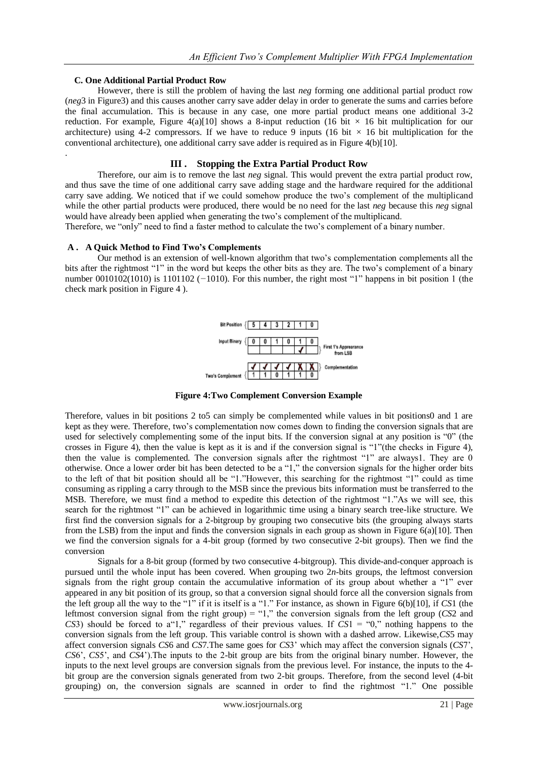### C. One Additional Partial Product Row

However, there is still the problem of having the last *neg* forming one additional partial product row (*neg*3 in Figure3) and this causes another carry save adder delay in order to generate the sums and carries before the final accumulation. This is because in any case, one more partial product means one additional 3-2 reduction. For example, Figure 4(a)[10] shows a 8-input reduction (16 bit × 16 bit multiplication for our architecture) using 4-2 compressors. If we have to reduce 9 inputs (16 bit × 16 bit multiplication for the conventional architecture), one additional carry save adder is required as in Figure 4(b)[10].

.

## III . Stopping the Extra Partial Product Row

Therefore, our aim is to remove the last *neg* signal. This would prevent the extra partial product row, and thus save the time of one additional carry save adding stage and the hardware required for the additional carry save adding. We noticed that if we could somehow produce the two's complement of the multiplicand while the other partial products were produced, there would be no need for the last *neg* because this *neg* signal would have already been applied when generating the two's complement of the multiplicand.

Therefore, we "only" need to find a faster method to calculate the two's complement of a binary number.

### A . A Quick Method to Find Two's Complements

Our method is an extension of well-known algorithm that two's complementation complements all the bits after the rightmost "1" in the word but keeps the other bits as they are. The two's complement of a binary number $001010_2(10_{10})$ is $110110_2$ ($-10_{10}$). For this number, the right most "1" happens in bit position 1 (the check mark position in Figure 4 ).

Bit Position 5 4 3 2 1 0

Input Binary 0 0 1 0 1 0

First 1's Appreariance from LSB

Complementation

Two's Complement 1 1 0 1 1 0

**Figure 4:Two Complement Conversion Example**

Therefore, values in bit positions 2 to5 can simply be complemented while values in bit positions0 and 1 are kept as they were. Therefore, two's complementation now comes down to finding the conversion signals that are used for selectively complementing some of the input bits. If the conversion signal at any position is "0" (the crosses in Figure 4), then the value is kept as it is and if the conversion signal is "1"(the checks in Figure 4), then the value is complemented. The conversion signals after the rightmost "1" are always1. They are 0 otherwise. Once a lower order bit has been detected to be a "1," the conversion signals for the higher order bits to the left of that bit position should all be "1."However, this searching for the rightmost "1" could as time consuming as rippling a carry through to the MSB since the previous bits information must be transferred to the MSB. Therefore, we must find a method to expedite this detection of the rightmost "1."As we will see, this search for the rightmost "1" can be achieved in logarithmic time using a binary search tree-like structure. We first find the conversion signals for a 2-bitgroup by grouping two consecutive bits (the grouping always starts from the LSB) from the input and finds the conversion signals in each group as shown in Figure 6(a)[10]. Then we find the conversion signals for a 4-bit group (formed by two consecutive 2-bit groups). Then we find the conversion

Signals for a 8-bit group (formed by two consecutive 4-bitgroup). This divide-and-conquer approach is pursued until the whole input has been covered. When grouping two 2*n*-bits groups, the leftmost conversion signals from the right group contain the accumulative information of its group about whether a "1" ever appeared in any bit position of its group, so that a conversion signal should force all the conversion signals from the left group all the way to the "1" if it is itself is a "1." For instance, as shown in Figure 6(b)[10], if *CS*1 (the leftmost conversion signal from the right group) = "1," the conversion signals from the left group (*CS*2 and *CS*3) should be forced to a"1," regardless of their previous values. If *CS*1 = "0," nothing happens to the conversion signals from the left group. This variable control is shown with a dashed arrow. Likewise,*CS*5 may affect conversion signals *CS*6 and *CS*7.The same goes for *CS*3' which may affect the conversion signals (*CS*7', *CS*6', *CS*5', and *CS*4').The inputs to the 2-bit group are bits from the original binary number. However, the inputs to the next level groups are conversion signals from the previous level. For instance, the inputs to the 4-bit group are the conversion signals generated from two 2-bit groups. Therefore, from the second level (4-bit grouping) on, the conversion signals are scanned in order to find the rightmost "1." One possible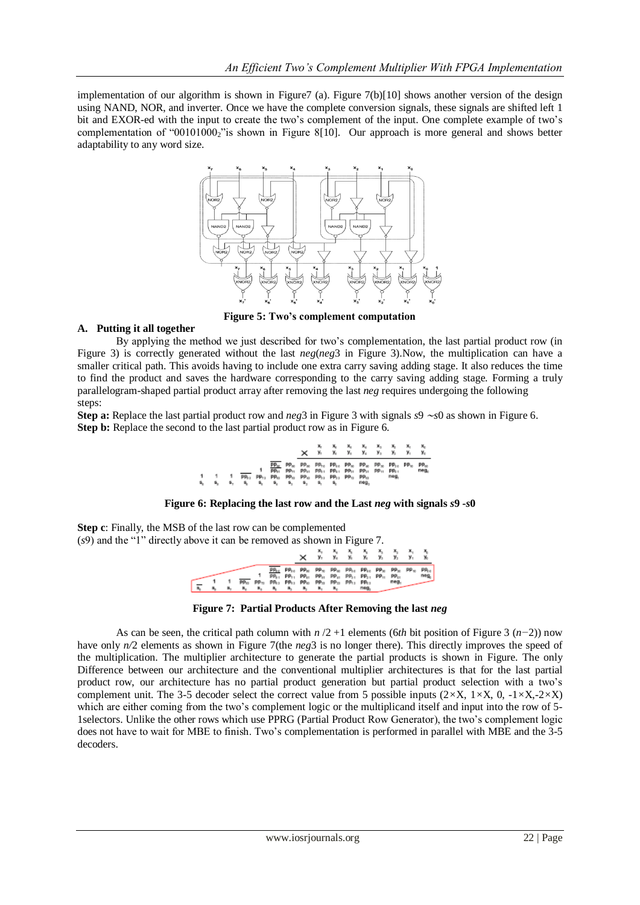implementation of our algorithm is shown in Figure7 (a). Figure 7(b)[10] shows another version of the design using NAND, NOR, and inverter. Once we have the complete conversion signals, these signals are shifted left 1 bit and EXOR-ed with the input to create the two's complement of the input. One complete example of two's complementation of "$00101000_2$"is shown in Figure 8[10]. Our approach is more general and shows better adaptability to any word size.

**Figure 5: Two's complement computation**

### A. Putting it all together

By applying the method we just described for two's complementation, the last partial product row (in Figure 3) is correctly generated without the last *neg*(*neg*3 in Figure 3).Now, the multiplication can have a smaller critical path. This avoids having to include one extra carry saving adding stage. It also reduces the time to find the product and saves the hardware corresponding to the carry saving adding stage. Forming a truly parallelogram-shaped partial product array after removing the last *neg* requires undergoing the following steps:

**Step a:** Replace the last partial product row and *neg*3 in Figure 3 with signals *s*9 ∼*s*0 as shown in Figure 6.
**Step b:** Replace the second to the last partial product row as in Figure 6.

**Figure 6: Replacing the last row and the Last *neg* with signals *s*9 -*s*0**

**Step c**: Finally, the MSB of the last row can be complemented
(*s*9) and the "1" directly above it can be removed as shown in Figure 7.

**Figure 7: Partial Products After Removing the last *neg***

As can be seen, the critical path column with $n/2+1$ elements (6*th* bit position of Figure 3 $(n-2)$) now have only $n/2$ elements as shown in Figure 7(the *neg*3 is no longer there). This directly improves the speed of the multiplication. The multiplier architecture to generate the partial products is shown in Figure. The only Difference between our architecture and the conventional multiplier architectures is that for the last partial product row, our architecture has no partial product generation but partial product selection with a two's complement unit. The 3-5 decoder select the correct value from 5 possible inputs (2×X, 1×X, 0, -1×X,-2×X) which are either coming from the two's complement logic or the multiplicand itself and input into the row of 5-1selectors. Unlike the other rows which use PPRG (Partial Product Row Generator), the two's complement logic does not have to wait for MBE to finish. Two's complementation is performed in parallel with MBE and the 3-5 decoders.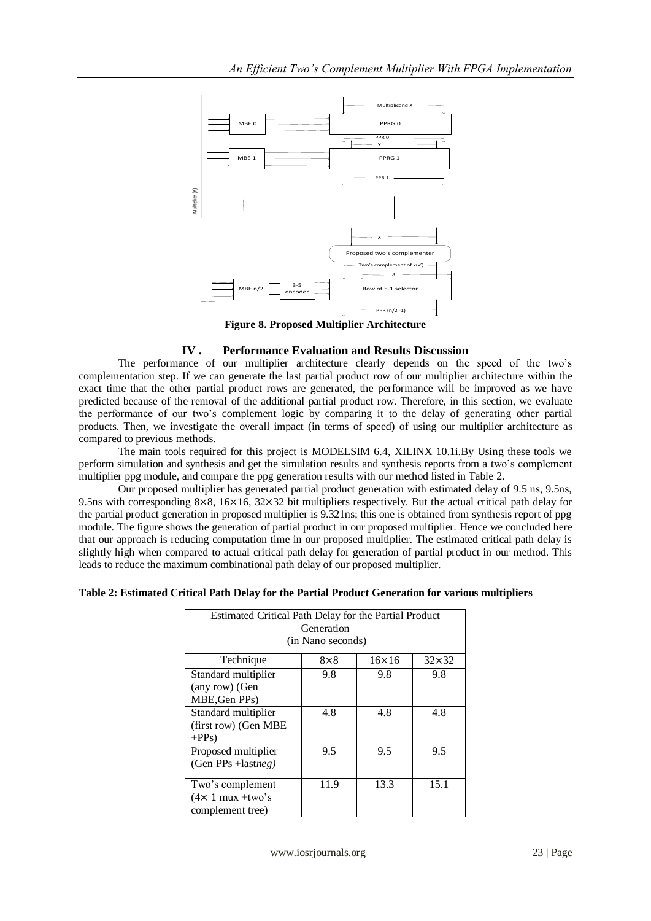Multiplicand X

MBE 0

PPRG 0

PPR 0

X

MBE 1

PPRG 1

PPR 1

Multiplier (Y)

X

Proposed two's complementer

Two's complement of x(x')

X

MBE n/2

3-5 encoder

Row of 5-1 selector

PPR (n/2 -1)

**Figure 8. Proposed Multiplier Architecture**

## IV . Performance Evaluation and Results Discussion

The performance of our multiplier architecture clearly depends on the speed of the two's complementation step. If we can generate the last partial product row of our multiplier architecture within the exact time that the other partial product rows are generated, the performance will be improved as we have predicted because of the removal of the additional partial product row. Therefore, in this section, we evaluate the performance of our two's complement logic by comparing it to the delay of generating other partial products. Then, we investigate the overall impact (in terms of speed) of using our multiplier architecture as compared to previous methods.

The main tools required for this project is MODELSIM 6.4, XILINX 10.1i.By Using these tools we perform simulation and synthesis and get the simulation results and synthesis reports from a two's complement multiplier ppg module, and compare the ppg generation results with our method listed in Table 2.

Our proposed multiplier has generated partial product generation with estimated delay of 9.5 ns, 9.5ns, 9.5ns with corresponding 8×8, 16×16, 32×32 bit multipliers respectively. But the actual critical path delay for the partial product generation in proposed multiplier is 9.321ns; this one is obtained from synthesis report of ppg module. The figure shows the generation of partial product in our proposed multiplier. Hence we concluded here that our approach is reducing computation time in our proposed multiplier. The estimated critical path delay is slightly high when compared to actual critical path delay for generation of partial product in our method. This leads to reduce the maximum combinational path delay of our proposed multiplier.

**Table 2: Estimated Critical Path Delay for the Partial Product Generation for various multipliers**

| Estimated Critical Path Delay for the Partial Product Generation (in Nano seconds) | | | |
|---|---|---|---|
| Technique | 8×8 | 16×16 | 32×32 |
| Standard multiplier (any row) (Gen MBE,Gen PPs) | 9.8 | 9.8 | 9.8 |
| Standard multiplier (first row) (Gen MBE +PPs) | 4.8 | 4.8 | 4.8 |
| Proposed multiplier (Gen PPs +last*neg)* | 9.5 | 9.5 | 9.5 |
| Two's complement (4× 1 mux +two's complement tree) | 11.9 | 13.3 | 15.1 |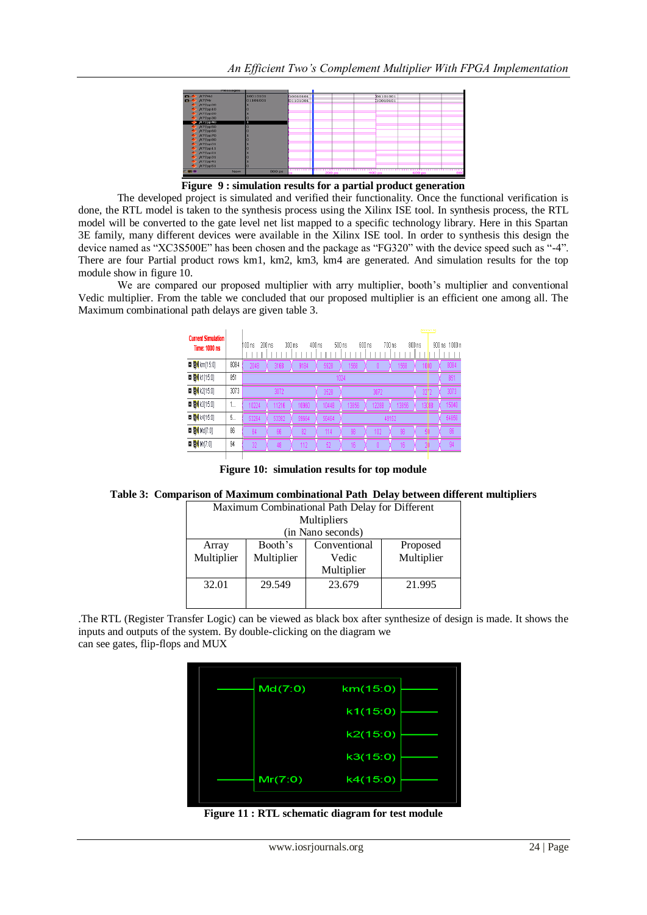**Figure 9 : simulation results for a partial product generation**

The developed project is simulated and verified their functionality. Once the functional verification is done, the RTL model is taken to the synthesis process using the Xilinx ISE tool. In synthesis process, the RTL model will be converted to the gate level net list mapped to a specific technology library. Here in this Spartan 3E family, many different devices were available in the Xilinx ISE tool. In order to synthesis this design the device named as "XC3S500E" has been chosen and the package as "FG320" with the device speed such as "-4". There are four Partial product rows km1, km2, km3, km4 are generated. And simulation results for the top module show in figure 10.

We are compared our proposed multiplier with arry multiplier, booth's multiplier and conventional Vedic multiplier. From the table we concluded that our proposed multiplier is an efficient one among all. The Maximum combinational path delays are given table 3.

**Figure 10: simulation results for top module**

**Table 3: Comparison of Maximum combinational Path Delay between different multipliers**

| Maximum Combinational Path Delay for Different Multipliers (in Nano seconds) | | | |
|---|---|---|---|
| Array Multiplier | Booth's Multiplier | Conventional Vedic Multiplier | Proposed Multiplier |
| 32.01 | 29.549 | 23.679 | 21.995 |

.The RTL (Register Transfer Logic) can be viewed as black box after synthesize of design is made. It shows the inputs and outputs of the system. By double-clicking on the diagram we can see gates, flip-flops and MUX

Md(7:0)
Mr(7:0)
km(15:0)
k1(15:0)
k2(15:0)
k3(15:0)
k4(15:0)

**Figure 11 : RTL schematic diagram for test module**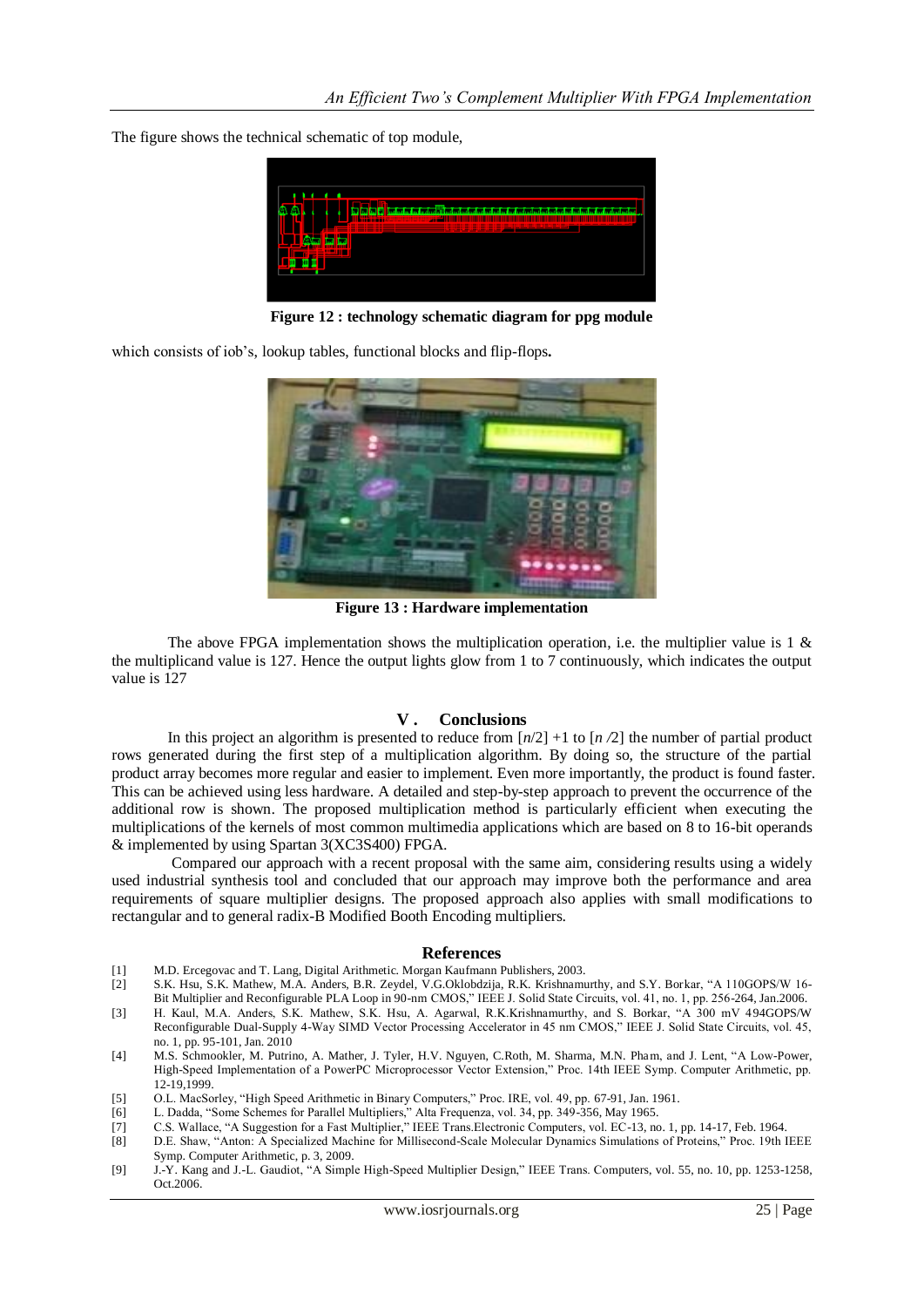The figure shows the technical schematic of top module,

**Figure 12 : technology schematic diagram for ppg module**

which consists of iob's, lookup tables, functional blocks and flip-flops**.**

**Figure 13 : Hardware implementation**

The above FPGA implementation shows the multiplication operation, i.e. the multiplier value is 1 & the multiplicand value is 127. Hence the output lights glow from 1 to 7 continuously, which indicates the output value is 127

## V . Conclusions

In this project an algorithm is presented to reduce from $[n/2]+1$ to $[n/2]$ the number of partial product rows generated during the first step of a multiplication algorithm. By doing so, the structure of the partial product array becomes more regular and easier to implement. Even more importantly, the product is found faster. This can be achieved using less hardware. A detailed and step-by-step approach to prevent the occurrence of the additional row is shown. The proposed multiplication method is particularly efficient when executing the multiplications of the kernels of most common multimedia applications which are based on 8 to 16-bit operands & implemented by using Spartan 3(XC3S400) FPGA.

Compared our approach with a recent proposal with the same aim, considering results using a widely used industrial synthesis tool and concluded that our approach may improve both the performance and area requirements of square multiplier designs. The proposed approach also applies with small modifications to rectangular and to general radix-B Modified Booth Encoding multipliers.

## References

[1] M.D. Ercegovac and T. Lang, Digital Arithmetic. Morgan Kaufmann Publishers, 2003.

[2] S.K. Hsu, S.K. Mathew, M.A. Anders, B.R. Zeydel, V.G.Oklobdzija, R.K. Krishnamurthy, and S.Y. Borkar, "A 110GOPS/W 16-Bit Multiplier and Reconfigurable PLA Loop in 90-nm CMOS," IEEE J. Solid State Circuits, vol. 41, no. 1, pp. 256-264, Jan.2006.

[3] H. Kaul, M.A. Anders, S.K. Mathew, S.K. Hsu, A. Agarwal, R.K.Krishnamurthy, and S. Borkar, "A 300 mV 494GOPS/W Reconfigurable Dual-Supply 4-Way SIMD Vector Processing Accelerator in 45 nm CMOS," IEEE J. Solid State Circuits, vol. 45, no. 1, pp. 95-101, Jan. 2010

[4] M.S. Schmookler, M. Putrino, A. Mather, J. Tyler, H.V. Nguyen, C.Roth, M. Sharma, M.N. Pham, and J. Lent, "A Low-Power, High-Speed Implementation of a PowerPC Microprocessor Vector Extension," Proc. 14th IEEE Symp. Computer Arithmetic, pp. 12-19,1999.

[5] O.L. MacSorley, "High Speed Arithmetic in Binary Computers," Proc. IRE, vol. 49, pp. 67-91, Jan. 1961.

[6] L. Dadda, "Some Schemes for Parallel Multipliers," Alta Frequenza, vol. 34, pp. 349-356, May 1965.

[7] C.S. Wallace, "A Suggestion for a Fast Multiplier," IEEE Trans.Electronic Computers, vol. EC-13, no. 1, pp. 14-17, Feb. 1964.

[8] D.E. Shaw, "Anton: A Specialized Machine for Millisecond-Scale Molecular Dynamics Simulations of Proteins," Proc. 19th IEEE Symp. Computer Arithmetic, p. 3, 2009.

[9] J.-Y. Kang and J.-L. Gaudiot, "A Simple High-Speed Multiplier Design," IEEE Trans. Computers, vol. 55, no. 10, pp. 1253-1258, Oct.2006.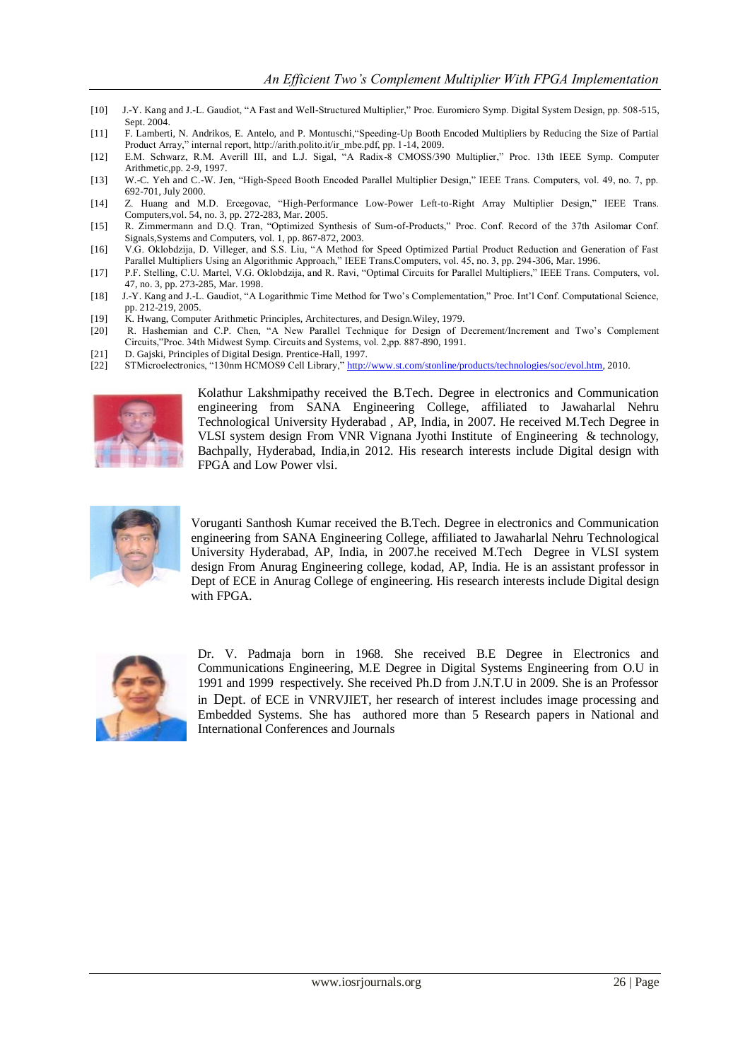[10] J.-Y. Kang and J.-L. Gaudiot, "A Fast and Well-Structured Multiplier," Proc. Euromicro Symp. Digital System Design, pp. 508-515, Sept. 2004.

[11] F. Lamberti, N. Andrikos, E. Antelo, and P. Montuschi,"Speeding-Up Booth Encoded Multipliers by Reducing the Size of Partial Product Array," internal report, http://arith.polito.it/ir_mbe.pdf, pp. 1-14, 2009.

[12] E.M. Schwarz, R.M. Averill III, and L.J. Sigal, "A Radix-8 CMOSS/390 Multiplier," Proc. 13th IEEE Symp. Computer Arithmetic,pp. 2-9, 1997.

[13] W.-C. Yeh and C.-W. Jen, "High-Speed Booth Encoded Parallel Multiplier Design," IEEE Trans. Computers, vol. 49, no. 7, pp. 692-701, July 2000.

[14] Z. Huang and M.D. Ercegovac, "High-Performance Low-Power Left-to-Right Array Multiplier Design," IEEE Trans. Computers,vol. 54, no. 3, pp. 272-283, Mar. 2005.

[15] R. Zimmermann and D.Q. Tran, "Optimized Synthesis of Sum-of-Products," Proc. Conf. Record of the 37th Asilomar Conf. Signals,Systems and Computers, vol. 1, pp. 867-872, 2003.

[16] V.G. Oklobdzija, D. Villeger, and S.S. Liu, "A Method for Speed Optimized Partial Product Reduction and Generation of Fast Parallel Multipliers Using an Algorithmic Approach," IEEE Trans.Computers, vol. 45, no. 3, pp. 294-306, Mar. 1996.

[17] P.F. Stelling, C.U. Martel, V.G. Oklobdzija, and R. Ravi, "Optimal Circuits for Parallel Multipliers," IEEE Trans. Computers, vol. 47, no. 3, pp. 273-285, Mar. 1998.

[18] J.-Y. Kang and J.-L. Gaudiot, "A Logarithmic Time Method for Two's Complementation," Proc. Int'l Conf. Computational Science, pp. 212-219, 2005.

[19] K. Hwang, Computer Arithmetic Principles, Architectures, and Design.Wiley, 1979.

[20] R. Hashemian and C.P. Chen, "A New Parallel Technique for Design of Decrement/Increment and Two's Complement Circuits,"Proc. 34th Midwest Symp. Circuits and Systems, vol. 2,pp. 887-890, 1991.

[21] D. Gajski, Principles of Digital Design. Prentice-Hall, 1997.

[22] STMicroelectronics, "130nm HCMOS9 Cell Library," http://www.st.com/stonline/products/technologies/soc/evol.htm, 2010.

Kolathur Lakshmipathy received the B.Tech. Degree in electronics and Communication engineering from SANA Engineering College, affiliated to Jawaharlal Nehru Technological University Hyderabad , AP, India, in 2007. He received M.Tech Degree in VLSI system design From VNR Vignana Jyothi Institute of Engineering & technology, Bachpally, Hyderabad, India,in 2012. His research interests include Digital design with FPGA and Low Power vlsi.

Voruganti Santhosh Kumar received the B.Tech. Degree in electronics and Communication engineering from SANA Engineering College, affiliated to Jawaharlal Nehru Technological University Hyderabad, AP, India, in 2007.he received M.Tech Degree in VLSI system design From Anurag Engineering college, kodad, AP, India. He is an assistant professor in Dept of ECE in Anurag College of engineering. His research interests include Digital design with FPGA.

Dr. V. Padmaja born in 1968. She received B.E Degree in Electronics and Communications Engineering, M.E Degree in Digital Systems Engineering from O.U in 1991 and 1999 respectively. She received Ph.D from J.N.T.U in 2009. She is an Professor in Dept. of ECE in VNRVJIET, her research of interest includes image processing and Embedded Systems. She has authored more than 5 Research papers in National and International Conferences and Journals